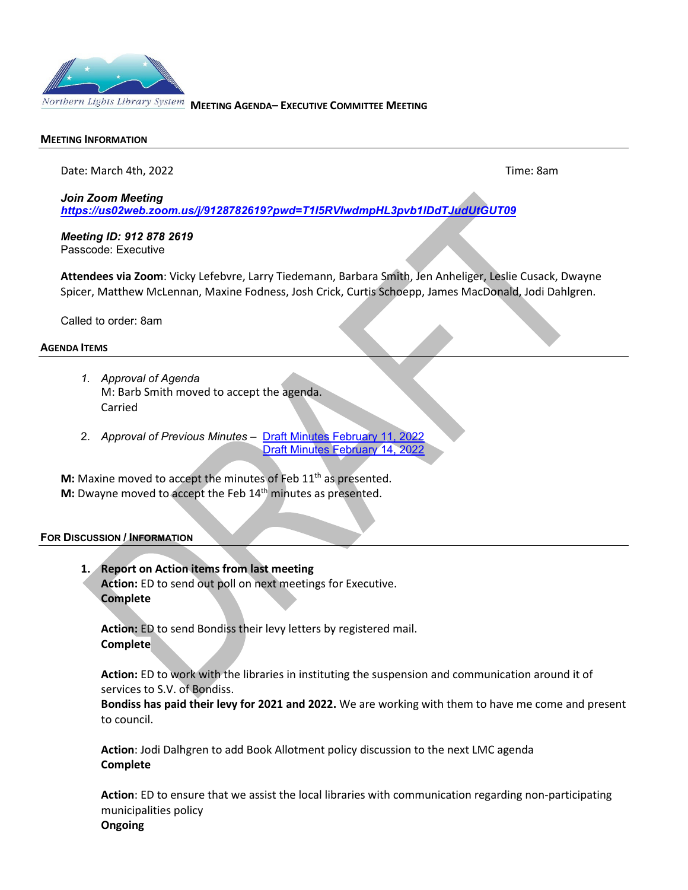**MEETING AGENDA– EXECUTIVE COMMITTEE MEETING**

## MEETING INFORMATION

Date: March 4th, 2022 Time: 8am

***Join Zoom Meeting***
***https://us02web.zoom.us/j/9128782619?pwd=T1I5RVlwdmpHL3pvb1lDdTJudUtGUT09***

***Meeting ID: 912 878 2619***
Passcode: Executive

**Attendees via Zoom**: Vicky Lefebvre, Larry Tiedemann, Barbara Smith, Jen Anheliger, Leslie Cusack, Dwayne Spicer, Matthew McLennan, Maxine Fodness, Josh Crick, Curtis Schoepp, James MacDonald, Jodi Dahlgren.

Called to order: 8am

## AGENDA ITEMS

1. *Approval of Agenda*
   M: Barb Smith moved to accept the agenda.
   Carried

2. *Approval of Previous Minutes* – Draft Minutes February 11, 2022
   Draft Minutes February 14, 2022

**M:** Maxine moved to accept the minutes of Feb 11th as presented.
**M:** Dwayne moved to accept the Feb 14th minutes as presented.

## FOR DISCUSSION / INFORMATION

1. **Report on Action items from last meeting**
   **Action:** ED to send out poll on next meetings for Executive.
   **Complete**

   **Action:** ED to send Bondiss their levy letters by registered mail.
   **Complete**

   **Action:** ED to work with the libraries in instituting the suspension and communication around it of services to S.V. of Bondiss.
   **Bondiss has paid their levy for 2021 and 2022.** We are working with them to have me come and present to council.

   **Action**: Jodi Dalhgren to add Book Allotment policy discussion to the next LMC agenda
   **Complete**

   **Action**: ED to ensure that we assist the local libraries with communication regarding non-participating municipalities policy
   **Ongoing**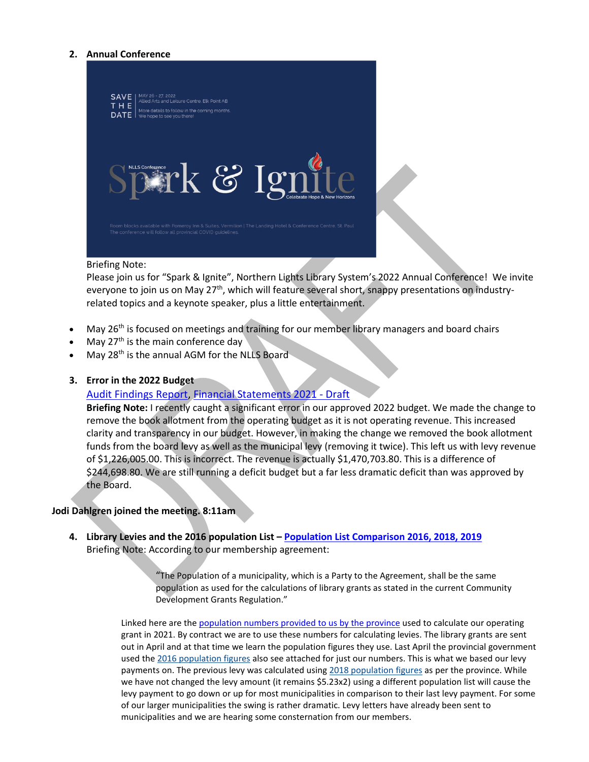2. **Annual Conference**

SAVE THE DATE | MAY 26 - 27, 2022
Allied Arts and Leisure Centre, Elk Point AB
More details to follow in the coming months.
We hope to see you there!

NLLS Conference
Spark & Ignite
Celebrate Hope & New Horizons

Room blocks available with Pomeroy Inn & Suites, Vermilion | The Landing Hotel & Conference Centre, St. Paul
The conference will follow all provincial COVID guidelines.

Briefing Note:
Please join us for "Spark & Ignite", Northern Lights Library System's 2022 Annual Conference! We invite everyone to join us on May 27th, which will feature several short, snappy presentations on industry-related topics and a keynote speaker, plus a little entertainment.

- May 26th is focused on meetings and training for our member library managers and board chairs
- May 27th is the main conference day
- May 28th is the annual AGM for the NLLS Board

3. **Error in the 2022 Budget**
[Audit Findings Report], [Financial Statements 2021 - Draft]
**Briefing Note:** I recently caught a significant error in our approved 2022 budget. We made the change to remove the book allotment from the operating budget as it is not operating revenue. This increased clarity and transparency in our budget. However, in making the change we removed the book allotment funds from the board levy as well as the municipal levy (removing it twice). This left us with levy revenue of $1,226,005.00. This is incorrect. The revenue is actually $1,470,703.80. This is a difference of $244,698.80. We are still running a deficit budget but a far less dramatic deficit than was approved by the Board.

**Jodi Dahlgren joined the meeting. 8:11am**

4. **Library Levies and the 2016 population List – Population List Comparison 2016, 2018, 2019**
Briefing Note: According to our membership agreement:

> "The Population of a municipality, which is a Party to the Agreement, shall be the same population as used for the calculations of library grants as stated in the current Community Development Grants Regulation."

Linked here are the population numbers provided to us by the province used to calculate our operating grant in 2021. By contract we are to use these numbers for calculating levies. The library grants are sent out in April and at that time we learn the population figures they use. Last April the provincial government used the 2016 population figures also see attached for just our numbers. This is what we based our levy payments on. The previous levy was calculated using 2018 population figures as per the province. While we have not changed the levy amount (it remains $5.23x2) using a different population list will cause the levy payment to go down or up for most municipalities in comparison to their last levy payment. For some of our larger municipalities the swing is rather dramatic. Levy letters have already been sent to municipalities and we are hearing some consternation from our members.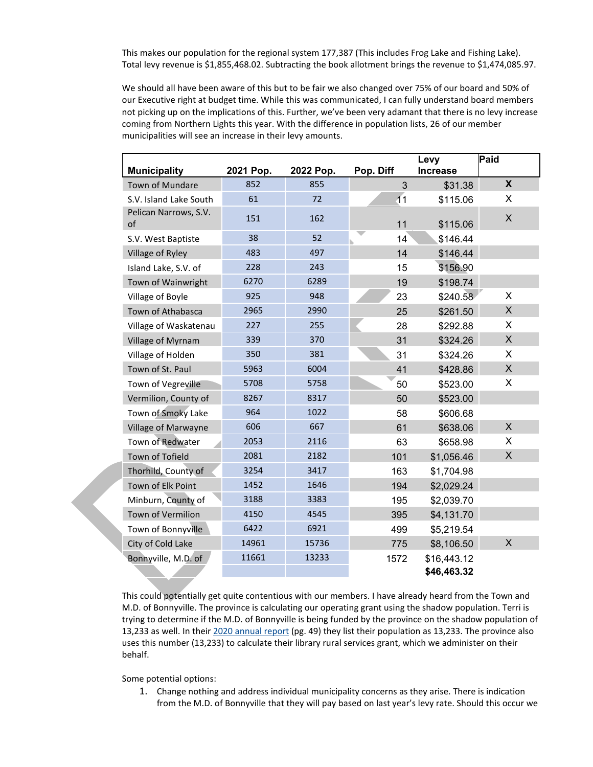This makes our population for the regional system 177,387 (This includes Frog Lake and Fishing Lake). Total levy revenue is $1,855,468.02. Subtracting the book allotment brings the revenue to $1,474,085.97.

We should all have been aware of this but to be fair we also changed over 75% of our board and 50% of our Executive right at budget time. While this was communicated, I can fully understand board members not picking up on the implications of this. Further, we've been very adamant that there is no levy increase coming from Northern Lights this year. With the difference in population lists, 26 of our member municipalities will see an increase in their levy amounts.

| Municipality | 2021 Pop. | 2022 Pop. | Pop. Diff | Levy Increase | Paid |
|---|---|---|---|---|---|
| Town of Mundare | 852 | 855 | 3 | $31.38 | **X** |
| S.V. Island Lake South | 61 | 72 | 11 | $115.06 | X |
| Pelican Narrows, S.V. of | 151 | 162 | 11 | $115.06 | X |
| S.V. West Baptiste | 38 | 52 | 14 | $146.44 | |
| Village of Ryley | 483 | 497 | 14 | $146.44 | |
| Island Lake, S.V. of | 228 | 243 | 15 | $156.90 | |
| Town of Wainwright | 6270 | 6289 | 19 | $198.74 | |
| Village of Boyle | 925 | 948 | 23 | $240.58 | X |
| Town of Athabasca | 2965 | 2990 | 25 | $261.50 | X |
| Village of Waskatenau | 227 | 255 | 28 | $292.88 | X |
| Village of Myrnam | 339 | 370 | 31 | $324.26 | X |
| Village of Holden | 350 | 381 | 31 | $324.26 | X |
| Town of St. Paul | 5963 | 6004 | 41 | $428.86 | X |
| Town of Vegreville | 5708 | 5758 | 50 | $523.00 | X |
| Vermilion, County of | 8267 | 8317 | 50 | $523.00 | |
| Town of Smoky Lake | 964 | 1022 | 58 | $606.68 | |
| Village of Marwayne | 606 | 667 | 61 | $638.06 | X |
| Town of Redwater | 2053 | 2116 | 63 | $658.98 | X |
| Town of Tofield | 2081 | 2182 | 101 | $1,056.46 | X |
| Thorhild, County of | 3254 | 3417 | 163 | $1,704.98 | |
| Town of Elk Point | 1452 | 1646 | 194 | $2,029.24 | |
| Minburn, County of | 3188 | 3383 | 195 | $2,039.70 | |
| Town of Vermilion | 4150 | 4545 | 395 | $4,131.70 | |
| Town of Bonnyville | 6422 | 6921 | 499 | $5,219.54 | |
| City of Cold Lake | 14961 | 15736 | 775 | $8,106.50 | X |
| Bonnyville, M.D. of | 11661 | 13233 | 1572 | $16,443.12 | |
| | | | | **$46,463.32** | |

This could potentially get quite contentious with our members. I have already heard from the Town and M.D. of Bonnyville. The province is calculating our operating grant using the shadow population. Terri is trying to determine if the M.D. of Bonnyville is being funded by the province on the shadow population of 13,233 as well. In their 2020 annual report (pg. 49) they list their population as 13,233. The province also uses this number (13,233) to calculate their library rural services grant, which we administer on their behalf.

Some potential options:

1. Change nothing and address individual municipality concerns as they arise. There is indication from the M.D. of Bonnyville that they will pay based on last year's levy rate. Should this occur we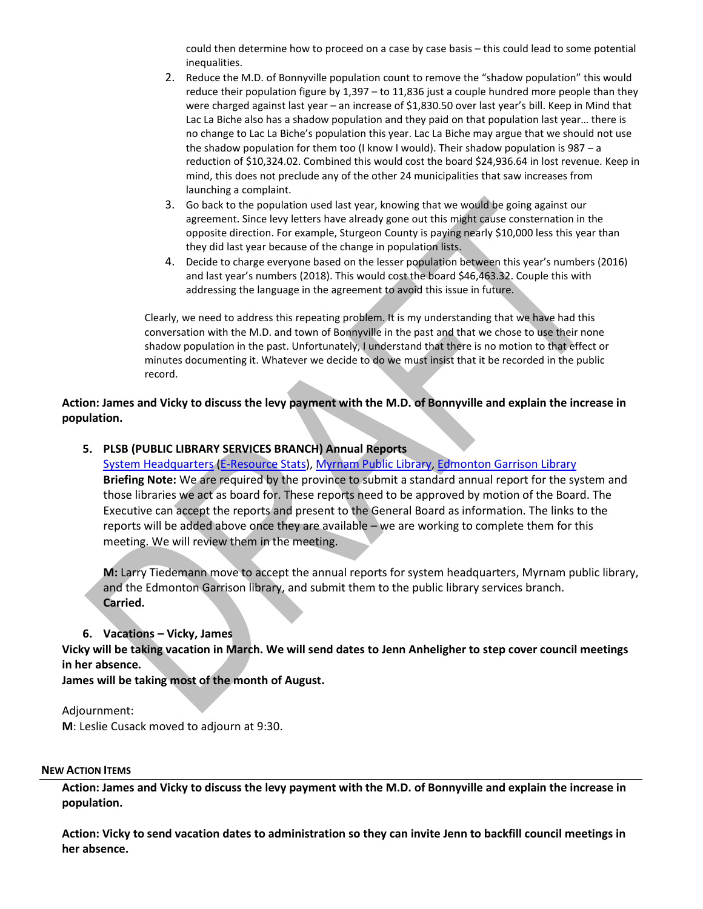could then determine how to proceed on a case by case basis – this could lead to some potential inequalities.

2. Reduce the M.D. of Bonnyville population count to remove the "shadow population" this would reduce their population figure by 1,397 – to 11,836 just a couple hundred more people than they were charged against last year – an increase of $1,830.50 over last year's bill. Keep in Mind that Lac La Biche also has a shadow population and they paid on that population last year… there is no change to Lac La Biche's population this year. Lac La Biche may argue that we should not use the shadow population for them too (I know I would). Their shadow population is 987 – a reduction of $10,324.02. Combined this would cost the board $24,936.64 in lost revenue. Keep in mind, this does not preclude any of the other 24 municipalities that saw increases from launching a complaint.
3. Go back to the population used last year, knowing that we would be going against our agreement. Since levy letters have already gone out this might cause consternation in the opposite direction. For example, Sturgeon County is paying nearly $10,000 less this year than they did last year because of the change in population lists.
4. Decide to charge everyone based on the lesser population between this year's numbers (2016) and last year's numbers (2018). This would cost the board $46,463.32. Couple this with addressing the language in the agreement to avoid this issue in future.

Clearly, we need to address this repeating problem. It is my understanding that we have had this conversation with the M.D. and town of Bonnyville in the past and that we chose to use their none shadow population in the past. Unfortunately, I understand that there is no motion to that effect or minutes documenting it. Whatever we decide to do we must insist that it be recorded in the public record.

**Action: James and Vicky to discuss the levy payment with the M.D. of Bonnyville and explain the increase in population.**

5. **PLSB (PUBLIC LIBRARY SERVICES BRANCH) Annual Reports**

[System Headquarters](#) ([E-Resource Stats](#)), [Myrnam Public Library](#), [Edmonton Garrison Library](#)

**Briefing Note:** We are required by the province to submit a standard annual report for the system and those libraries we act as board for. These reports need to be approved by motion of the Board. The Executive can accept the reports and present to the General Board as information. The links to the reports will be added above once they are available – we are working to complete them for this meeting. We will review them in the meeting.

**M:** Larry Tiedemann move to accept the annual reports for system headquarters, Myrnam public library, and the Edmonton Garrison library, and submit them to the public library services branch.
**Carried.**

6. **Vacations – Vicky, James**

**Vicky will be taking vacation in March. We will send dates to Jenn Anheligher to step cover council meetings in her absence.**
**James will be taking most of the month of August.**

Adjournment:
**M**: Leslie Cusack moved to adjourn at 9:30.

#### NEW ACTION ITEMS

**Action: James and Vicky to discuss the levy payment with the M.D. of Bonnyville and explain the increase in population.**

**Action: Vicky to send vacation dates to administration so they can invite Jenn to backfill council meetings in her absence.**